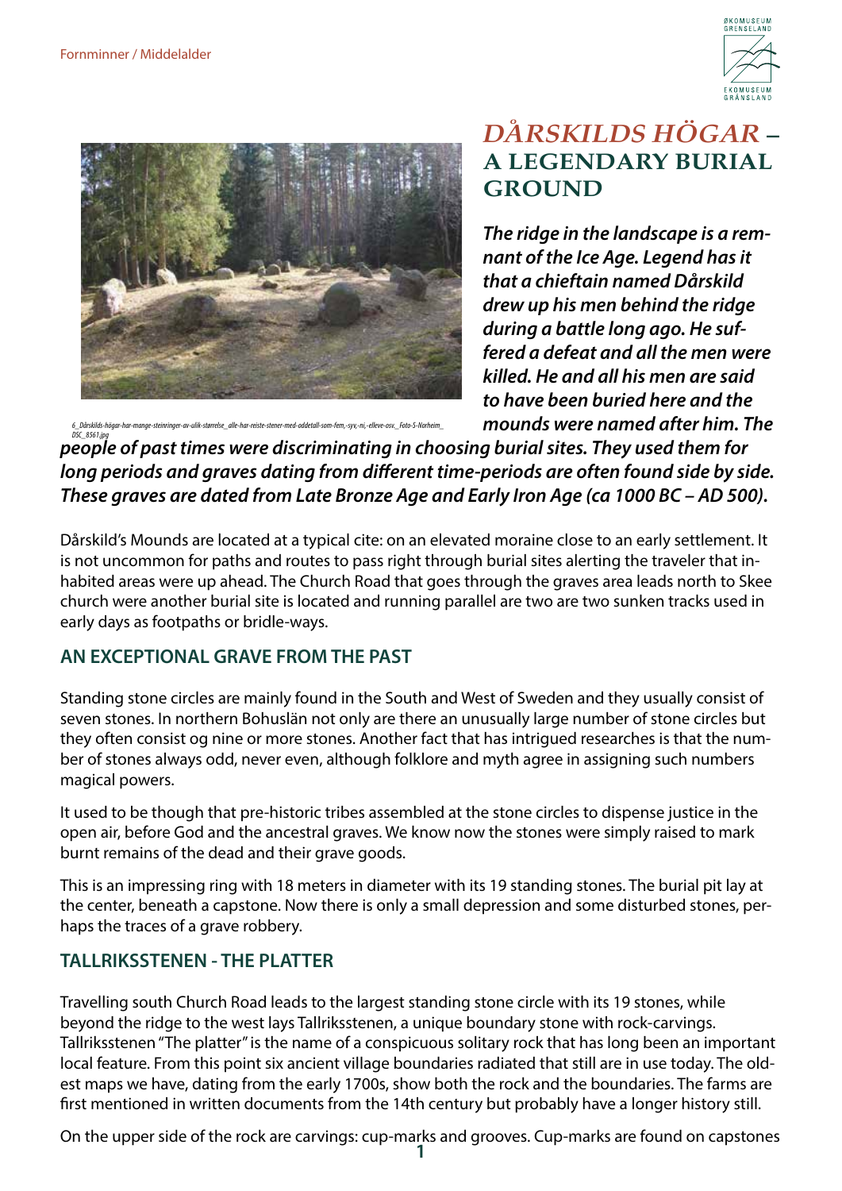Fornminner / Middelalder

# *DÅRSKILDS HÖGAR* – A LEGENDARY BURIAL GROUND

6_Dårskilds-högar-har-mange-steinringer-av-ulik-størrelse_alle-har-reiste-stener-med-oddetall-som-fem,-syv,-ni,-elleve-osv._Foto-S-Norheim_DSC_8561.jpg

***The ridge in the landscape is a remnant of the Ice Age. Legend has it that a chieftain named Dårskild drew up his men behind the ridge during a battle long ago. He suffered a defeat and all the men were killed. He and all his men are said to have been buried here and the mounds were named after him. The people of past times were discriminating in choosing burial sites. They used them for long periods and graves dating from different time-periods are often found side by side. These graves are dated from Late Bronze Age and Early Iron Age (ca 1000 BC – AD 500).***

Dårskild's Mounds are located at a typical cite: on an elevated moraine close to an early settlement. It is not uncommon for paths and routes to pass right through burial sites alerting the traveler that inhabited areas were up ahead. The Church Road that goes through the graves area leads north to Skee church were another burial site is located and running parallel are two are two sunken tracks used in early days as footpaths or bridle-ways.

## AN EXCEPTIONAL GRAVE FROM THE PAST

Standing stone circles are mainly found in the South and West of Sweden and they usually consist of seven stones. In northern Bohuslän not only are there an unusually large number of stone circles but they often consist og nine or more stones. Another fact that has intrigued researches is that the number of stones always odd, never even, although folklore and myth agree in assigning such numbers magical powers.

It used to be though that pre-historic tribes assembled at the stone circles to dispense justice in the open air, before God and the ancestral graves. We know now the stones were simply raised to mark burnt remains of the dead and their grave goods.

This is an impressing ring with 18 meters in diameter with its 19 standing stones. The burial pit lay at the center, beneath a capstone. Now there is only a small depression and some disturbed stones, perhaps the traces of a grave robbery.

## TALLRIKSSTENEN - THE PLATTER

Travelling south Church Road leads to the largest standing stone circle with its 19 stones, while beyond the ridge to the west lays Tallriksstenen, a unique boundary stone with rock-carvings. Tallriksstenen "The platter" is the name of a conspicuous solitary rock that has long been an important local feature. From this point six ancient village boundaries radiated that still are in use today. The oldest maps we have, dating from the early 1700s, show both the rock and the boundaries. The farms are first mentioned in written documents from the 14th century but probably have a longer history still.

On the upper side of the rock are carvings: cup-marks and grooves. Cup-marks are found on capstones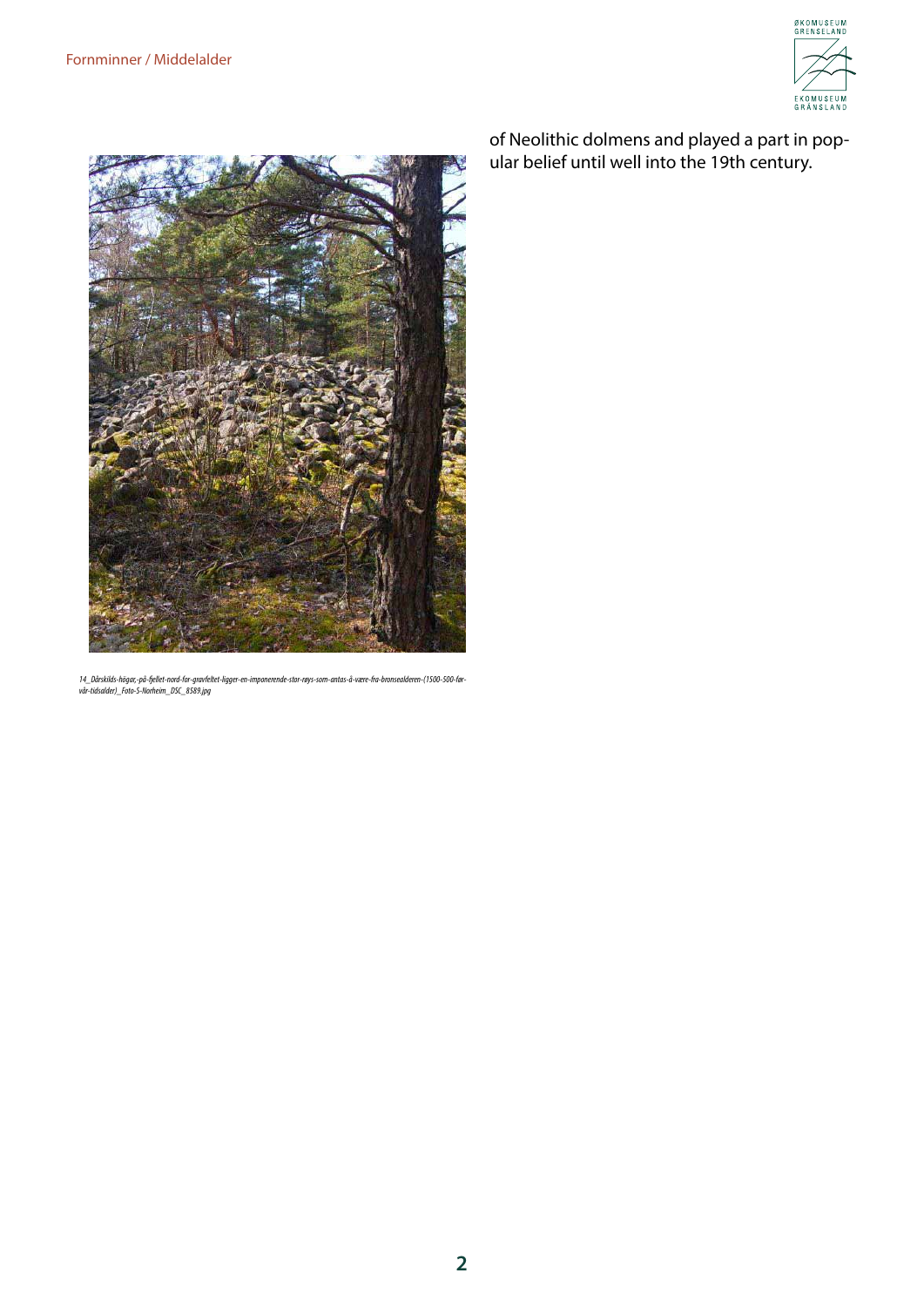of Neolithic dolmens and played a part in popular belief until well into the 19th century.

*14_Dårskilds-högar,-på-fjellet-nord-for-gravfeltet-ligger-en-imponerende-stor-røys-som-antas-å-være-fra-bronsealderen-(1500-500-før-vår-tidsalder)_Foto-S-Norheim_DSC_8589.jpg*